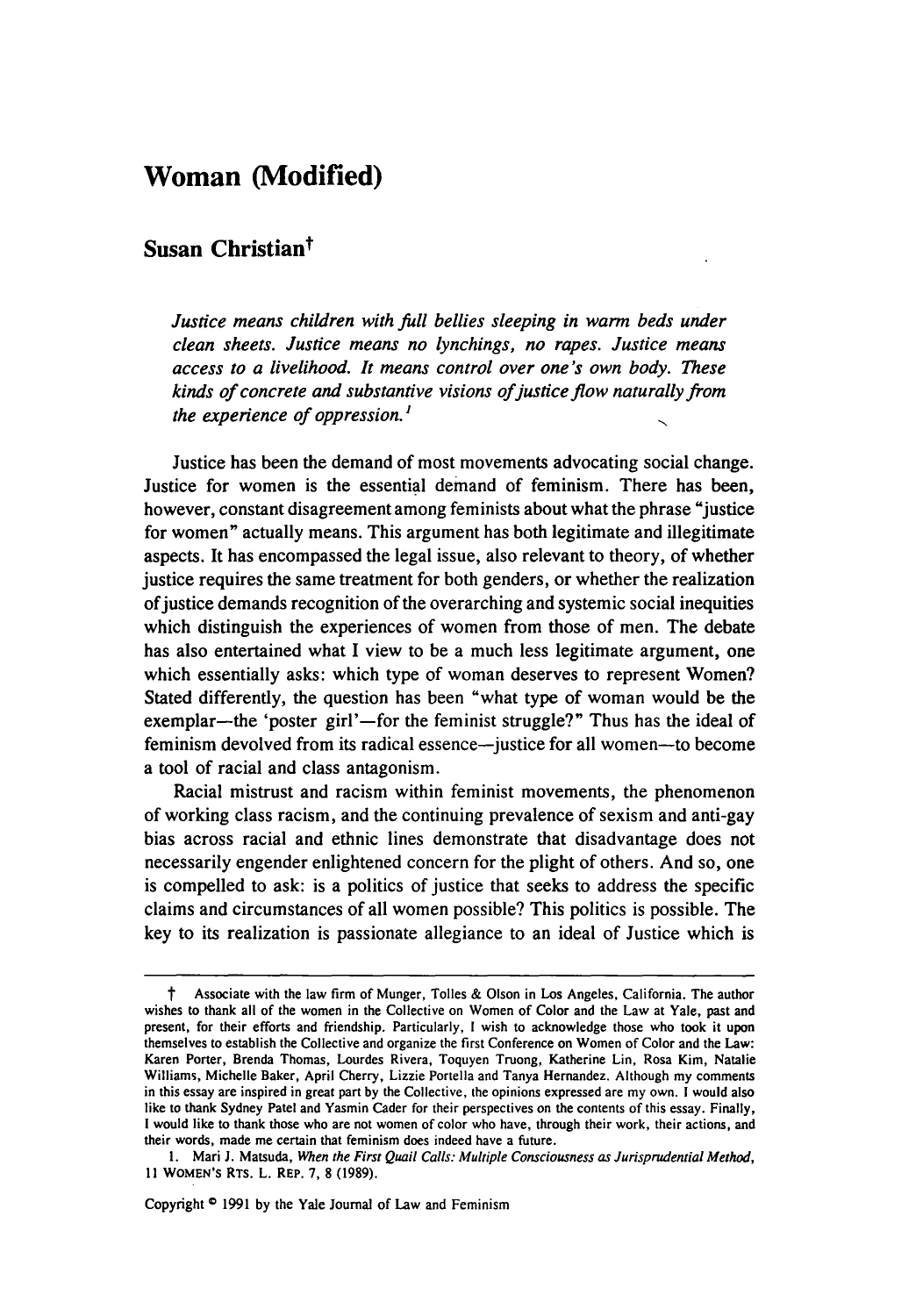# Woman (Modified)

## Susan Christian†

*Justice means children with full bellies sleeping in warm beds under clean sheets. Justice means no lynchings, no rapes. Justice means access to a livelihood. It means control over one's own body. These kinds of concrete and substantive visions of justice flow naturally from the experience of oppression.*[1]

Justice has been the demand of most movements advocating social change. Justice for women is the essential demand of feminism. There has been, however, constant disagreement among feminists about what the phrase "justice for women" actually means. This argument has both legitimate and illegitimate aspects. It has encompassed the legal issue, also relevant to theory, of whether justice requires the same treatment for both genders, or whether the realization of justice demands recognition of the overarching and systemic social inequities which distinguish the experiences of women from those of men. The debate has also entertained what I view to be a much less legitimate argument, one which essentially asks: which type of woman deserves to represent Women? Stated differently, the question has been "what type of woman would be the exemplar—the 'poster girl'—for the feminist struggle?" Thus has the ideal of feminism devolved from its radical essence—justice for all women—to become a tool of racial and class antagonism.

Racial mistrust and racism within feminist movements, the phenomenon of working class racism, and the continuing prevalence of sexism and anti-gay bias across racial and ethnic lines demonstrate that disadvantage does not necessarily engender enlightened concern for the plight of others. And so, one is compelled to ask: is a politics of justice that seeks to address the specific claims and circumstances of all women possible? This politics is possible. The key to its realization is passionate allegiance to an ideal of Justice which is

---

† Associate with the law firm of Munger, Tolles & Olson in Los Angeles, California. The author wishes to thank all of the women in the Collective on Women of Color and the Law at Yale, past and present, for their efforts and friendship. Particularly, I wish to acknowledge those who took it upon themselves to establish the Collective and organize the first Conference on Women of Color and the Law: Karen Porter, Brenda Thomas, Lourdes Rivera, Toquyen Truong, Katherine Lin, Rosa Kim, Natalie Williams, Michelle Baker, April Cherry, Lizzie Portella and Tanya Hernandez. Although my comments in this essay are inspired in great part by the Collective, the opinions expressed are my own. I would also like to thank Sydney Patel and Yasmin Cader for their perspectives on the contents of this essay. Finally, I would like to thank those who are not women of color who have, through their work, their actions, and their words, made me certain that feminism does indeed have a future.

1. Mari J. Matsuda, *When the First Quail Calls: Multiple Consciousness as Jurisprudential Method*, 11 WOMEN'S RTS. L. REP. 7, 8 (1989).

Copyright © 1991 by the Yale Journal of Law and Feminism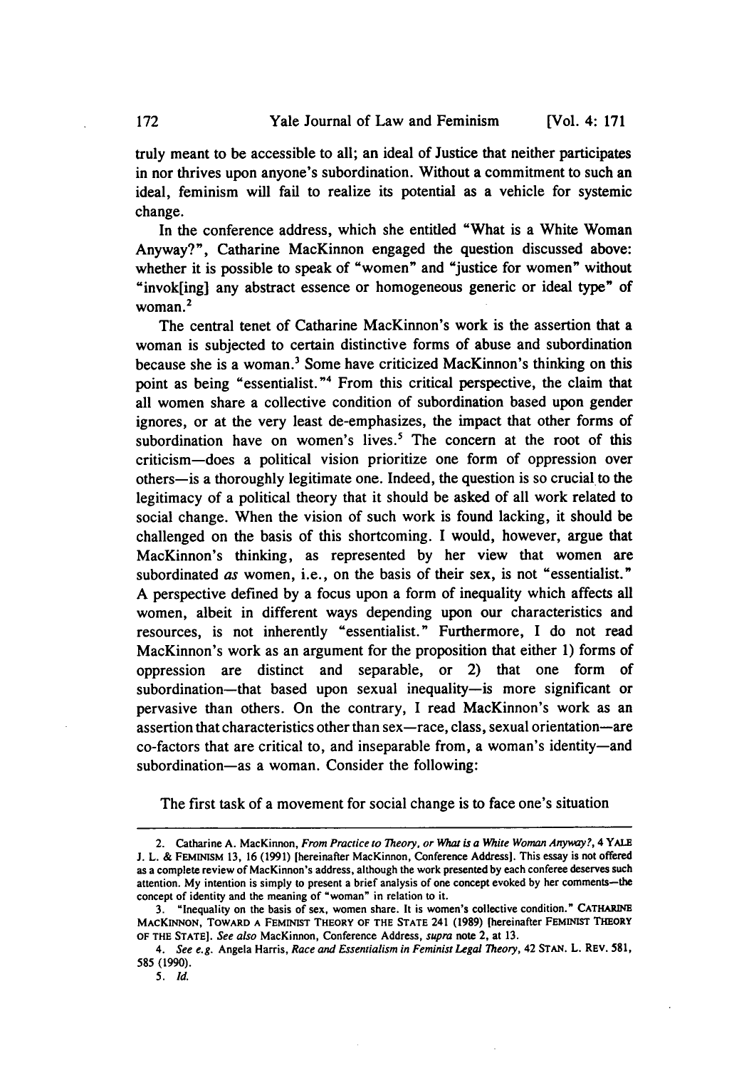truly meant to be accessible to all; an ideal of Justice that neither participates in nor thrives upon anyone's subordination. Without a commitment to such an ideal, feminism will fail to realize its potential as a vehicle for systemic change.

In the conference address, which she entitled "What is a White Woman Anyway?", Catharine MacKinnon engaged the question discussed above: whether it is possible to speak of "women" and "justice for women" without "invok[ing] any abstract essence or homogeneous generic or ideal type" of woman.[2]

The central tenet of Catharine MacKinnon's work is the assertion that a woman is subjected to certain distinctive forms of abuse and subordination because she is a woman.[3] Some have criticized MacKinnon's thinking on this point as being "essentialist."[4] From this critical perspective, the claim that all women share a collective condition of subordination based upon gender ignores, or at the very least de-emphasizes, the impact that other forms of subordination have on women's lives.[5] The concern at the root of this criticism—does a political vision prioritize one form of oppression over others—is a thoroughly legitimate one. Indeed, the question is so crucial to the legitimacy of a political theory that it should be asked of all work related to social change. When the vision of such work is found lacking, it should be challenged on the basis of this shortcoming. I would, however, argue that MacKinnon's thinking, as represented by her view that women are subordinated *as* women, i.e., on the basis of their sex, is not "essentialist." A perspective defined by a focus upon a form of inequality which affects all women, albeit in different ways depending upon our characteristics and resources, is not inherently "essentialist." Furthermore, I do not read MacKinnon's work as an argument for the proposition that either 1) forms of oppression are distinct and separable, or 2) that one form of subordination—that based upon sexual inequality—is more significant or pervasive than others. On the contrary, I read MacKinnon's work as an assertion that characteristics other than sex—race, class, sexual orientation—are co-factors that are critical to, and inseparable from, a woman's identity—and subordination—as a woman. Consider the following:

The first task of a movement for social change is to face one's situation

---

2. Catharine A. MacKinnon, *From Practice to Theory, or What is a White Woman Anyway?*, 4 YALE J. L. & FEMINISM 13, 16 (1991) [hereinafter MacKinnon, Conference Address]. This essay is not offered as a complete review of MacKinnon's address, although the work presented by each conferee deserves such attention. My intention is simply to present a brief analysis of one concept evoked by her comments—the concept of identity and the meaning of "woman" in relation to it.

3. "Inequality on the basis of sex, women share. It is women's collective condition." CATHARINE MACKINNON, TOWARD A FEMINIST THEORY OF THE STATE 241 (1989) [hereinafter FEMINIST THEORY OF THE STATE]. *See also* MacKinnon, Conference Address, *supra* note 2, at 13.

4. *See e.g.* Angela Harris, *Race and Essentialism in Feminist Legal Theory*, 42 STAN. L. REV. 581, 585 (1990).

5. *Id.*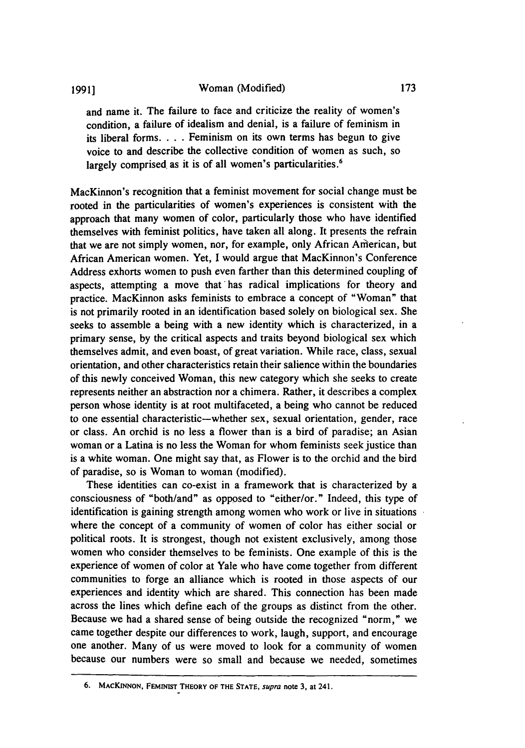and name it. The failure to face and criticize the reality of women's condition, a failure of idealism and denial, is a failure of feminism in its liberal forms. . . . Feminism on its own terms has begun to give voice to and describe the collective condition of women as such, so largely comprised as it is of all women's particularities.[6]

MacKinnon's recognition that a feminist movement for social change must be rooted in the particularities of women's experiences is consistent with the approach that many women of color, particularly those who have identified themselves with feminist politics, have taken all along. It presents the refrain that we are not simply women, nor, for example, only African American, but African American women. Yet, I would argue that MacKinnon's Conference Address exhorts women to push even farther than this determined coupling of aspects, attempting a move that has radical implications for theory and practice. MacKinnon asks feminists to embrace a concept of "Woman" that is not primarily rooted in an identification based solely on biological sex. She seeks to assemble a being with a new identity which is characterized, in a primary sense, by the critical aspects and traits beyond biological sex which themselves admit, and even boast, of great variation. While race, class, sexual orientation, and other characteristics retain their salience within the boundaries of this newly conceived Woman, this new category which she seeks to create represents neither an abstraction nor a chimera. Rather, it describes a complex person whose identity is at root multifaceted, a being who cannot be reduced to one essential characteristic—whether sex, sexual orientation, gender, race or class. An orchid is no less a flower than is a bird of paradise; an Asian woman or a Latina is no less the Woman for whom feminists seek justice than is a white woman. One might say that, as Flower is to the orchid and the bird of paradise, so is Woman to woman (modified).

These identities can co-exist in a framework that is characterized by a consciousness of "both/and" as opposed to "either/or." Indeed, this type of identification is gaining strength among women who work or live in situations where the concept of a community of women of color has either social or political roots. It is strongest, though not existent exclusively, among those women who consider themselves to be feminists. One example of this is the experience of women of color at Yale who have come together from different communities to forge an alliance which is rooted in those aspects of our experiences and identity which are shared. This connection has been made across the lines which define each of the groups as distinct from the other. Because we had a shared sense of being outside the recognized "norm," we came together despite our differences to work, laugh, support, and encourage one another. Many of us were moved to look for a community of women because our numbers were so small and because we needed, sometimes

---

6. MACKINNON, FEMINIST THEORY OF THE STATE, *supra* note 3, at 241.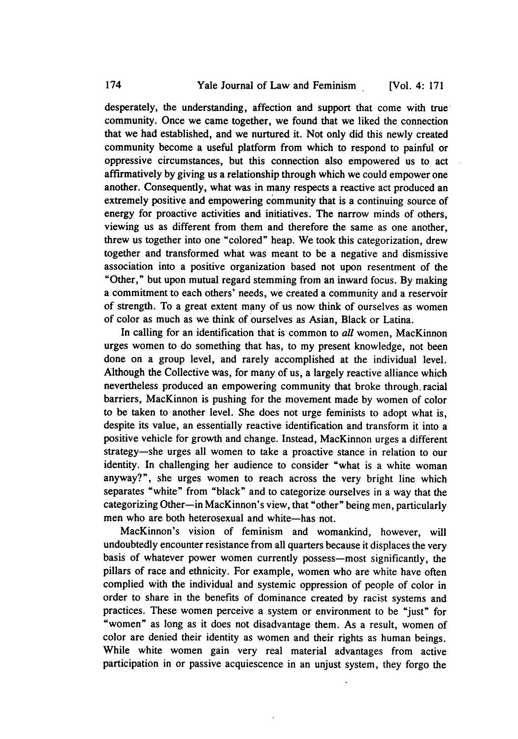desperately, the understanding, affection and support that come with true community. Once we came together, we found that we liked the connection that we had established, and we nurtured it. Not only did this newly created community become a useful platform from which to respond to painful or oppressive circumstances, but this connection also empowered us to act affirmatively by giving us a relationship through which we could empower one another. Consequently, what was in many respects a reactive act produced an extremely positive and empowering community that is a continuing source of energy for proactive activities and initiatives. The narrow minds of others, viewing us as different from them and therefore the same as one another, threw us together into one "colored" heap. We took this categorization, drew together and transformed what was meant to be a negative and dismissive association into a positive organization based not upon resentment of the "Other," but upon mutual regard stemming from an inward focus. By making a commitment to each others' needs, we created a community and a reservoir of strength. To a great extent many of us now think of ourselves as women of color as much as we think of ourselves as Asian, Black or Latina.

In calling for an identification that is common to *all* women, MacKinnon urges women to do something that has, to my present knowledge, not been done on a group level, and rarely accomplished at the individual level. Although the Collective was, for many of us, a largely reactive alliance which nevertheless produced an empowering community that broke through racial barriers, MacKinnon is pushing for the movement made by women of color to be taken to another level. She does not urge feminists to adopt what is, despite its value, an essentially reactive identification and transform it into a positive vehicle for growth and change. Instead, MacKinnon urges a different strategy—she urges all women to take a proactive stance in relation to our identity. In challenging her audience to consider "what is a white woman anyway?", she urges women to reach across the very bright line which separates "white" from "black" and to categorize ourselves in a way that the categorizing Other—in MacKinnon's view, that "other" being men, particularly men who are both heterosexual and white—has not.

MacKinnon's vision of feminism and womankind, however, will undoubtedly encounter resistance from all quarters because it displaces the very basis of whatever power women currently possess—most significantly, the pillars of race and ethnicity. For example, women who are white have often complied with the individual and systemic oppression of people of color in order to share in the benefits of dominance created by racist systems and practices. These women perceive a system or environment to be "just" for "women" as long as it does not disadvantage them. As a result, women of color are denied their identity as women and their rights as human beings. While white women gain very real material advantages from active participation in or passive acquiescence in an unjust system, they forgo the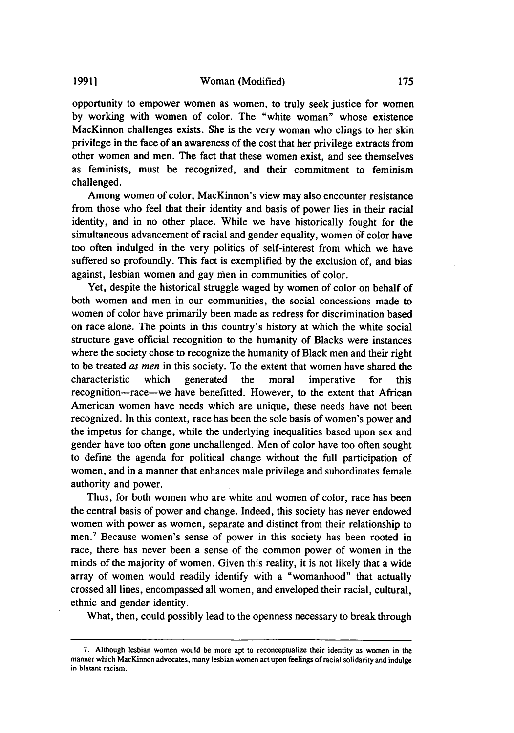opportunity to empower women as women, to truly seek justice for women by working with women of color. The "white woman" whose existence MacKinnon challenges exists. She is the very woman who clings to her skin privilege in the face of an awareness of the cost that her privilege extracts from other women and men. The fact that these women exist, and see themselves as feminists, must be recognized, and their commitment to feminism challenged.

Among women of color, MacKinnon's view may also encounter resistance from those who feel that their identity and basis of power lies in their racial identity, and in no other place. While we have historically fought for the simultaneous advancement of racial and gender equality, women of color have too often indulged in the very politics of self-interest from which we have suffered so profoundly. This fact is exemplified by the exclusion of, and bias against, lesbian women and gay men in communities of color.

Yet, despite the historical struggle waged by women of color on behalf of both women and men in our communities, the social concessions made to women of color have primarily been made as redress for discrimination based on race alone. The points in this country's history at which the white social structure gave official recognition to the humanity of Blacks were instances where the society chose to recognize the humanity of Black men and their right to be treated *as men* in this society. To the extent that women have shared the characteristic which generated the moral imperative for this recognition—race—we have benefitted. However, to the extent that African American women have needs which are unique, these needs have not been recognized. In this context, race has been the sole basis of women's power and the impetus for change, while the underlying inequalities based upon sex and gender have too often gone unchallenged. Men of color have too often sought to define the agenda for political change without the full participation of women, and in a manner that enhances male privilege and subordinates female authority and power.

Thus, for both women who are white and women of color, race has been the central basis of power and change. Indeed, this society has never endowed women with power as women, separate and distinct from their relationship to men.[7] Because women's sense of power in this society has been rooted in race, there has never been a sense of the common power of women in the minds of the majority of women. Given this reality, it is not likely that a wide array of women would readily identify with a "womanhood" that actually crossed all lines, encompassed all women, and enveloped their racial, cultural, ethnic and gender identity.

What, then, could possibly lead to the openness necessary to break through

---

7. Although lesbian women would be more apt to reconceptualize their identity as women in the manner which MacKinnon advocates, many lesbian women act upon feelings of racial solidarity and indulge in blatant racism.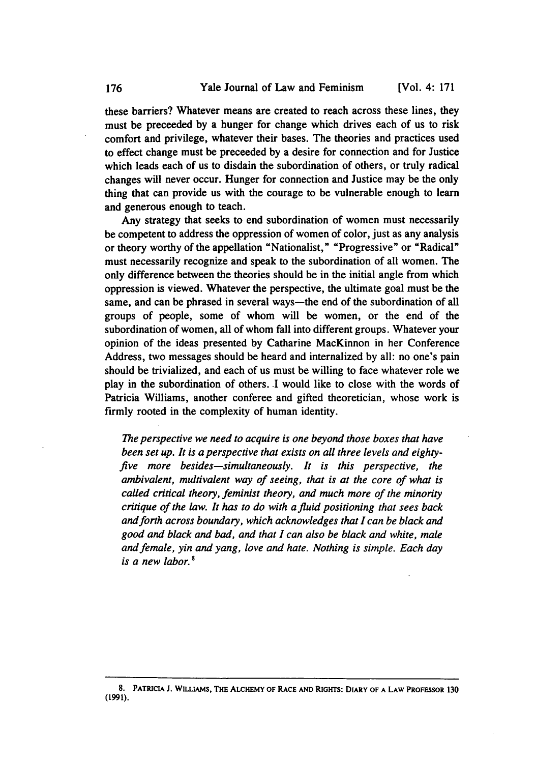these barriers? Whatever means are created to reach across these lines, they must be preceeded by a hunger for change which drives each of us to risk comfort and privilege, whatever their bases. The theories and practices used to effect change must be preceeded by a desire for connection and for Justice which leads each of us to disdain the subordination of others, or truly radical changes will never occur. Hunger for connection and Justice may be the only thing that can provide us with the courage to be vulnerable enough to learn and generous enough to teach.

Any strategy that seeks to end subordination of women must necessarily be competent to address the oppression of women of color, just as any analysis or theory worthy of the appellation "Nationalist," "Progressive" or "Radical" must necessarily recognize and speak to the subordination of all women. The only difference between the theories should be in the initial angle from which oppression is viewed. Whatever the perspective, the ultimate goal must be the same, and can be phrased in several ways—the end of the subordination of all groups of people, some of whom will be women, or the end of the subordination of women, all of whom fall into different groups. Whatever your opinion of the ideas presented by Catharine MacKinnon in her Conference Address, two messages should be heard and internalized by all: no one's pain should be trivialized, and each of us must be willing to face whatever role we play in the subordination of others. I would like to close with the words of Patricia Williams, another conferee and gifted theoretician, whose work is firmly rooted in the complexity of human identity.

> *The perspective we need to acquire is one beyond those boxes that have been set up. It is a perspective that exists on all three levels and eighty-five more besides—simultaneously. It is this perspective, the ambivalent, multivalent way of seeing, that is at the core of what is called critical theory, feminist theory, and much more of the minority critique of the law. It has to do with a fluid positioning that sees back and forth across boundary, which acknowledges that I can be black and good and black and bad, and that I can also be black and white, male and female, yin and yang, love and hate. Nothing is simple. Each day is a new labor.*[8]

---

8. PATRICIA J. WILLIAMS, THE ALCHEMY OF RACE AND RIGHTS: DIARY OF A LAW PROFESSOR 130 (1991).